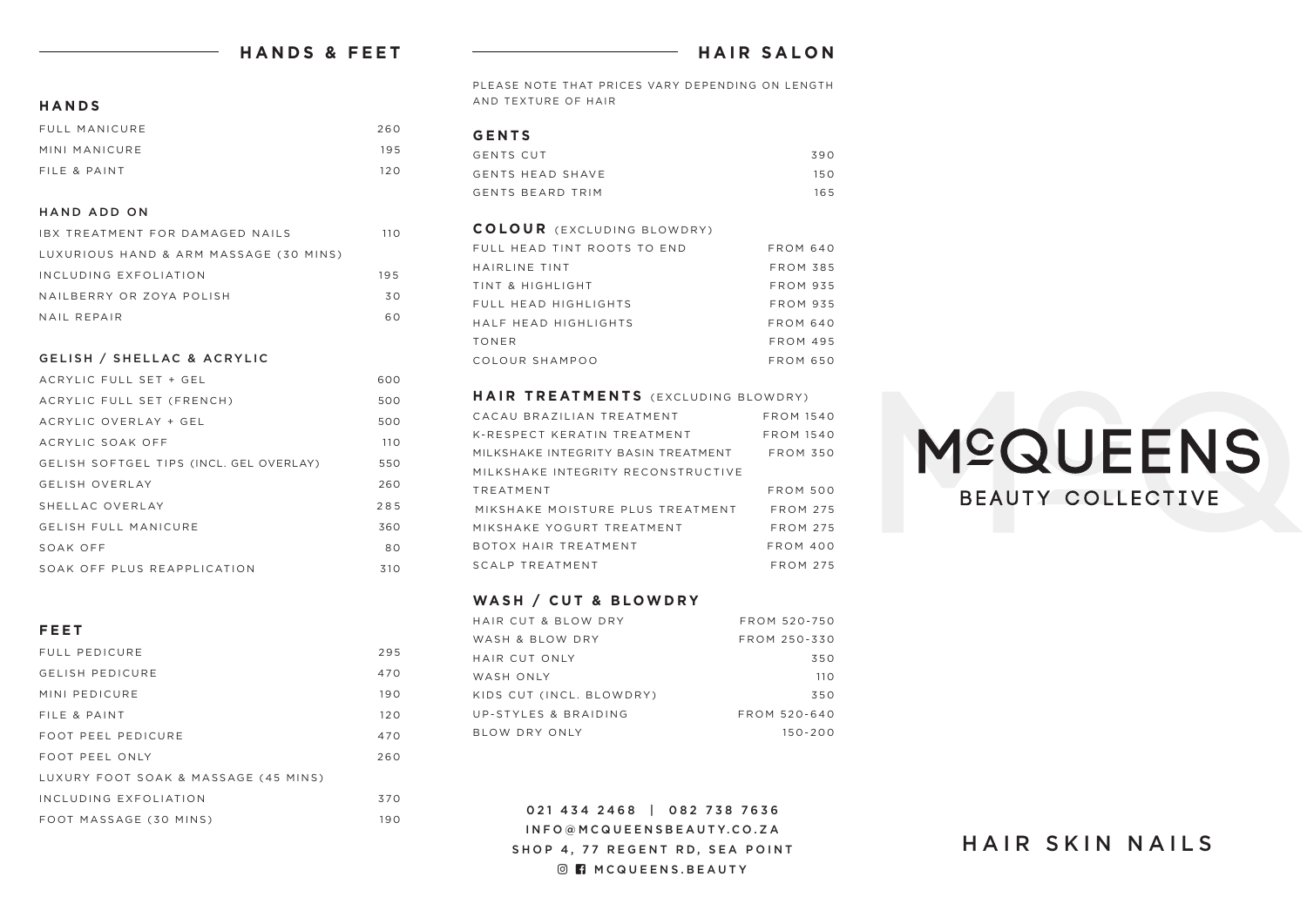## HANDS & FEET

### HANDS

| | |
|---|---|
| FULL MANICURE | 260 |
| MINI MANICURE | 195 |
| FILE & PAINT | 120 |

### HAND ADD ON

| | |
|---|---|
| IBX TREATMENT FOR DAMAGED NAILS | 110 |
| LUXURIOUS HAND & ARM MASSAGE (30 MINS) INCLUDING EXFOLIATION | 195 |
| NAILBERRY OR ZOYA POLISH | 30 |
| NAIL REPAIR | 60 |

### GELISH / SHELLAC & ACRYLIC

| | |
|---|---|
| ACRYLIC FULL SET + GEL | 600 |
| ACRYLIC FULL SET (FRENCH) | 500 |
| ACRYLIC OVERLAY + GEL | 500 |
| ACRYLIC SOAK OFF | 110 |
| GELISH SOFTGEL TIPS (INCL. GEL OVERLAY) | 550 |
| GELISH OVERLAY | 260 |
| SHELLAC OVERLAY | 285 |
| GELISH FULL MANICURE | 360 |
| SOAK OFF | 80 |
| SOAK OFF PLUS REAPPLICATION | 310 |

### FEET

| | |
|---|---|
| FULL PEDICURE | 295 |
| GELISH PEDICURE | 470 |
| MINI PEDICURE | 190 |
| FILE & PAINT | 120 |
| FOOT PEEL PEDICURE | 470 |
| FOOT PEEL ONLY | 260 |
| LUXURY FOOT SOAK & MASSAGE (45 MINS) INCLUDING EXFOLIATION | 370 |
| FOOT MASSAGE (30 MINS) | 190 |

## HAIR SALON

PLEASE NOTE THAT PRICES VARY DEPENDING ON LENGTH AND TEXTURE OF HAIR

### GENTS

| | |
|---|---|
| GENTS CUT | 390 |
| GENTS HEAD SHAVE | 150 |
| GENTS BEARD TRIM | 165 |

### COLOUR (EXCLUDING BLOWDRY)

| | |
|---|---|
| FULL HEAD TINT ROOTS TO END | FROM 640 |
| HAIRLINE TINT | FROM 385 |
| TINT & HIGHLIGHT | FROM 935 |
| FULL HEAD HIGHLIGHTS | FROM 935 |
| HALF HEAD HIGHLIGHTS | FROM 640 |
| TONER | FROM 495 |
| COLOUR SHAMPOO | FROM 650 |

### HAIR TREATMENTS (EXCLUDING BLOWDRY)

| | |
|---|---|
| CACAU BRAZILIAN TREATMENT | FROM 1540 |
| K-RESPECT KERATIN TREATMENT | FROM 1540 |
| MILKSHAKE INTEGRITY BASIN TREATMENT | FROM 350 |
| MILKSHAKE INTEGRITY RECONSTRUCTIVE TREATMENT | FROM 500 |
| MIKSHAKE MOISTURE PLUS TREATMENT | FROM 275 |
| MIKSHAKE YOGURT TREATMENT | FROM 275 |
| BOTOX HAIR TREATMENT | FROM 400 |
| SCALP TREATMENT | FROM 275 |

### WASH / CUT & BLOWDRY

| | |
|---|---|
| HAIR CUT & BLOW DRY | FROM 520-750 |
| WASH & BLOW DRY | FROM 250-330 |
| HAIR CUT ONLY | 350 |
| WASH ONLY | 110 |
| KIDS CUT (INCL. BLOWDRY) | 350 |
| UP-STYLES & BRAIDING | FROM 520-640 |
| BLOW DRY ONLY | 150-200 |

**021 434 2468 | 082 738 7636**
**INFO@MCQUEENSBEAUTY.CO.ZA**
**SHOP 4, 77 REGENT RD, SEA POINT**
**MCQUEENS.BEAUTY**

# McQUEENS
## BEAUTY COLLECTIVE

HAIR SKIN NAILS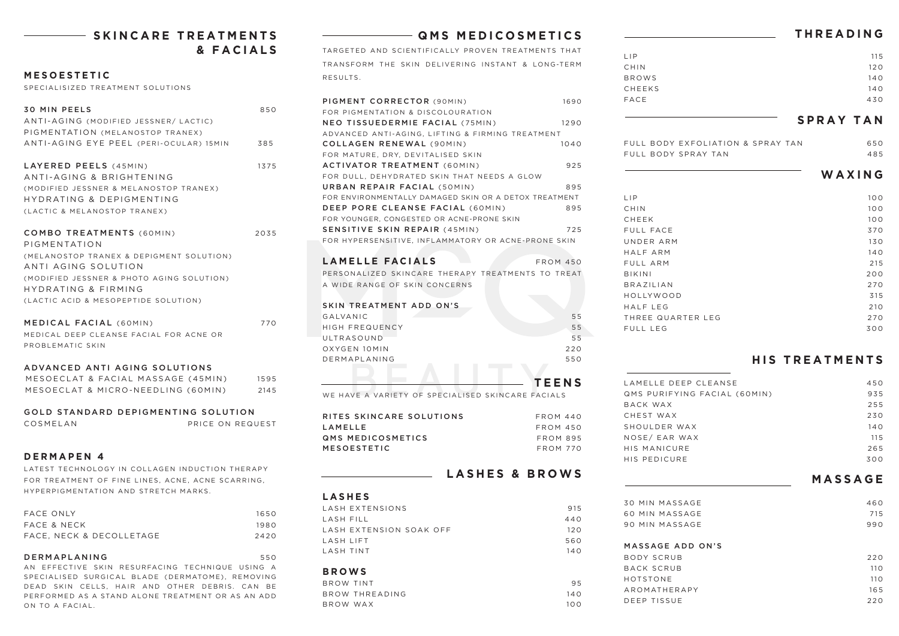## SKINCARE TREATMENTS & FACIALS

### MESOESTETIC

SPECIALISIZED TREATMENT SOLUTIONS

| | |
|---|---|
| **30 MIN PEELS** | 850 |
| ANTI-AGING (MODIFIED JESSNER/ LACTIC) | |
| PIGMENTATION (MELANOSTOP TRANEX) | |
| ANTI-AGING EYE PEEL (PERI-OCULAR) 15MIN | 385 |

| | |
|---|---|
| **LAYERED PEELS** (45MIN) | 1375 |
| ANTI-AGING & BRIGHTENING | |
| (MODIFIED JESSNER & MELANOSTOP TRANEX) | |
| HYDRATING & DEPIGMENTING | |
| (LACTIC & MELANOSTOP TRANEX) | |

| | |
|---|---|
| **COMBO TREATMENTS** (60MIN) | 2035 |
| PIGMENTATION | |
| (MELANOSTOP TRANEX & DEPIGMENT SOLUTION) | |
| ANTI AGING SOLUTION | |
| (MODIFIED JESSNER & PHOTO AGING SOLUTION) | |
| HYDRATING & FIRMING | |
| (LACTIC ACID & MESOPEPTIDE SOLUTION) | |

| | |
|---|---|
| **MEDICAL FACIAL** (60MIN) | 770 |
| MEDICAL DEEP CLEANSE FACIAL FOR ACNE OR PROBLEMATIC SKIN | |

**ADVANCED ANTI AGING SOLUTIONS**

| | |
|---|---|
| MESOECLAT & FACIAL MASSAGE (45MIN) | 1595 |
| MESOECLAT & MICRO-NEEDLING (60MIN) | 2145 |

**GOLD STANDARD DEPIGMENTING SOLUTION**

| | |
|---|---|
| COSMELAN | PRICE ON REQUEST |

### DERMAPEN 4

LATEST TECHNOLOGY IN COLLAGEN INDUCTION THERAPY FOR TREATMENT OF FINE LINES, ACNE, ACNE SCARRING, HYPERPIGMENTATION AND STRETCH MARKS.

| | |
|---|---|
| FACE ONLY | 1650 |
| FACE & NECK | 1980 |
| FACE, NECK & DECOLLETAGE | 2420 |

| | |
|---|---|
| **DERMAPLANING** | 550 |

AN EFFECTIVE SKIN RESURFACING TECHNIQUE USING A SPECIALISED SURGICAL BLADE (DERMATOME), REMOVING DEAD SKIN CELLS, HAIR AND OTHER DEBRIS. CAN BE PERFORMED AS A STAND ALONE TREATMENT OR AS AN ADD ON TO A FACIAL.

## QMS MEDICOSMETICS

TARGETED AND SCIENTIFICALLY PROVEN TREATMENTS THAT TRANSFORM THE SKIN DELIVERING INSTANT & LONG-TERM RESULTS.

| | |
|---|---|
| **PIGMENT CORRECTOR** (90MIN) | 1690 |
| FOR PIGMENTATION & DISCOLOURATION | |
| **NEO TISSUEDERMIE FACIAL** (75MIN) | 1290 |
| ADVANCED ANTI-AGING, LIFTING & FIRMING TREATMENT | |
| **COLLAGEN RENEWAL** (90MIN) | 1040 |
| FOR MATURE, DRY, DEVITALISED SKIN | |
| **ACTIVATOR TREATMENT** (60MIN) | 925 |
| FOR DULL, DEHYDRATED SKIN THAT NEEDS A GLOW | |
| **URBAN REPAIR FACIAL** (50MIN) | 895 |
| FOR ENVIRONMENTALLY DAMAGED SKIN OR A DETOX TREATMENT | |
| **DEEP PORE CLEANSE FACIAL** (60MIN) | 895 |
| FOR YOUNGER, CONGESTED OR ACNE-PRONE SKIN | |
| **SENSITIVE SKIN REPAIR** (45MIN) | 725 |
| FOR HYPERSENSITIVE, INFLAMMATORY OR ACNE-PRONE SKIN | |

| | |
|---|---|
| **LAMELLE FACIALS** | FROM 450 |

PERSONALIZED SKINCARE THERAPY TREATMENTS TO TREAT A WIDE RANGE OF SKIN CONCERNS

**SKIN TREATMENT ADD ON'S**

| | |
|---|---|
| GALVANIC | 55 |
| HIGH FREQUENCY | 55 |
| ULTRASOUND | 55 |
| OXYGEN 10MIN | 220 |
| DERMAPLANING | 550 |

## TEENS

WE HAVE A VARIETY OF SPECIALISED SKINCARE FACIALS

| | |
|---|---|
| **RITES SKINCARE SOLUTIONS** | FROM 440 |
| **LAMELLE** | FROM 450 |
| **QMS MEDICOSMETICS** | FROM 895 |
| **MESOESTETIC** | FROM 770 |

## LASHES & BROWS

### LASHES

| | |
|---|---|
| LASH EXTENSIONS | 915 |
| LASH FILL | 440 |
| LASH EXTENSION SOAK OFF | 120 |
| LASH LIFT | 560 |
| LASH TINT | 140 |

### BROWS

| | |
|---|---|
| BROW TINT | 95 |
| BROW THREADING | 140 |
| BROW WAX | 100 |

## THREADING

| | |
|---|---|
| LIP | 115 |
| CHIN | 120 |
| BROWS | 140 |
| CHEEKS | 140 |
| FACE | 430 |

## SPRAY TAN

| | |
|---|---|
| FULL BODY EXFOLIATION & SPRAY TAN | 650 |
| FULL BODY SPRAY TAN | 485 |

## WAXING

| | |
|---|---|
| LIP | 100 |
| CHIN | 100 |
| CHEEK | 100 |
| FULL FACE | 370 |
| UNDER ARM | 130 |
| HALF ARM | 140 |
| FULL ARM | 215 |
| BIKINI | 200 |
| BRAZILIAN | 270 |
| HOLLYWOOD | 315 |
| HALF LEG | 210 |
| THREE QUARTER LEG | 270 |
| FULL LEG | 300 |

## HIS TREATMENTS

| | |
|---|---|
| LAMELLE DEEP CLEANSE | 450 |
| QMS PURIFYING FACIAL (60MIN) | 935 |
| BACK WAX | 255 |
| CHEST WAX | 230 |
| SHOULDER WAX | 140 |
| NOSE/ EAR WAX | 115 |
| HIS MANICURE | 265 |
| HIS PEDICURE | 300 |

## MASSAGE

| | |
|---|---|
| 30 MIN MASSAGE | 460 |
| 60 MIN MASSAGE | 715 |
| 90 MIN MASSAGE | 990 |

**MASSAGE ADD ON'S**

| | |
|---|---|
| BODY SCRUB | 220 |
| BACK SCRUB | 110 |
| HOTSTONE | 110 |
| AROMATHERAPY | 165 |
| DEEP TISSUE | 220 |